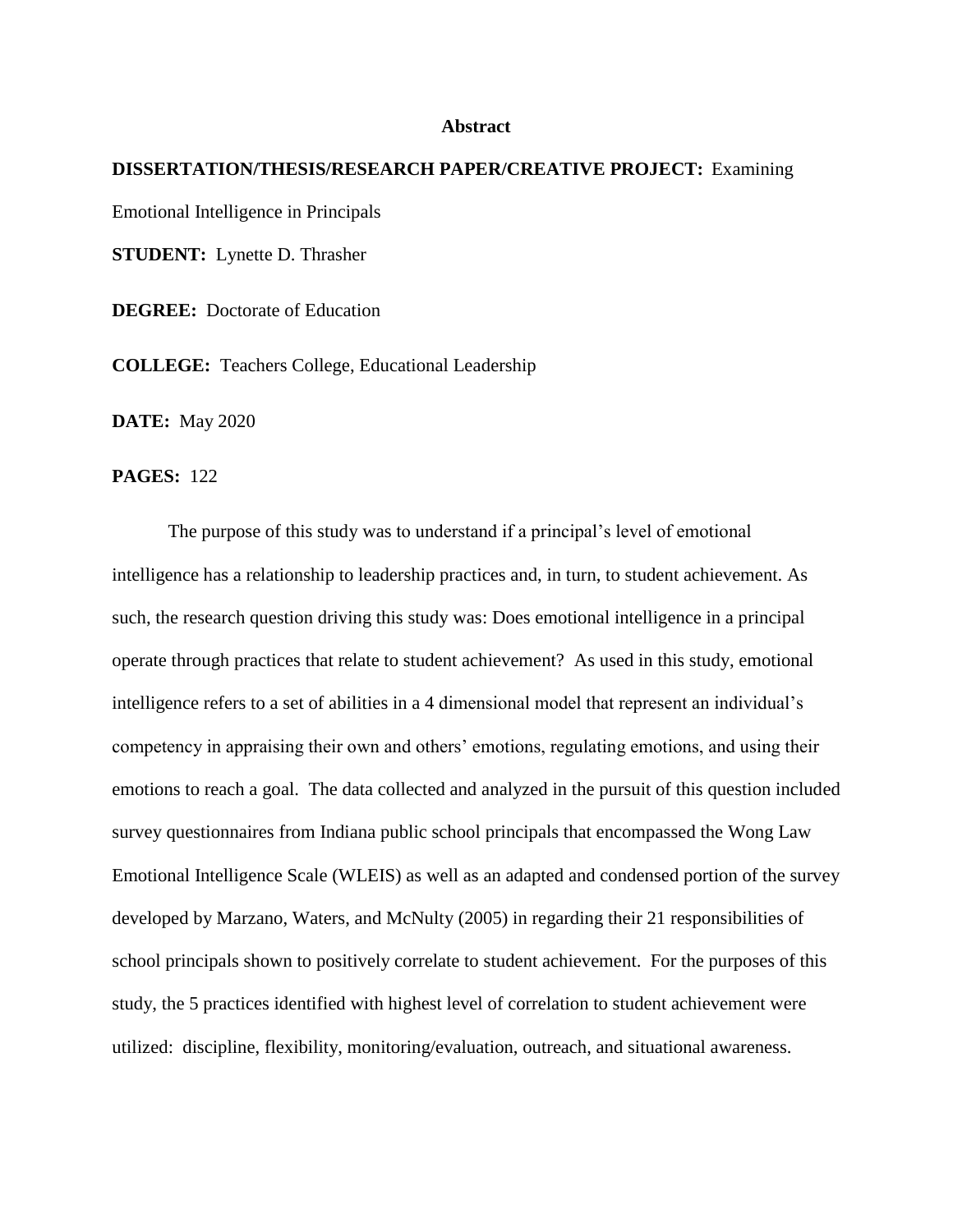# Abstract

**DISSERTATION/THESIS/RESEARCH PAPER/CREATIVE PROJECT:** Examining Emotional Intelligence in Principals

**STUDENT:** Lynette D. Thrasher

**DEGREE:** Doctorate of Education

**COLLEGE:** Teachers College, Educational Leadership

**DATE:** May 2020

**PAGES:** 122

The purpose of this study was to understand if a principal's level of emotional intelligence has a relationship to leadership practices and, in turn, to student achievement. As such, the research question driving this study was: Does emotional intelligence in a principal operate through practices that relate to student achievement? As used in this study, emotional intelligence refers to a set of abilities in a 4 dimensional model that represent an individual's competency in appraising their own and others' emotions, regulating emotions, and using their emotions to reach a goal. The data collected and analyzed in the pursuit of this question included survey questionnaires from Indiana public school principals that encompassed the Wong Law Emotional Intelligence Scale (WLEIS) as well as an adapted and condensed portion of the survey developed by Marzano, Waters, and McNulty (2005) in regarding their 21 responsibilities of school principals shown to positively correlate to student achievement. For the purposes of this study, the 5 practices identified with highest level of correlation to student achievement were utilized: discipline, flexibility, monitoring/evaluation, outreach, and situational awareness.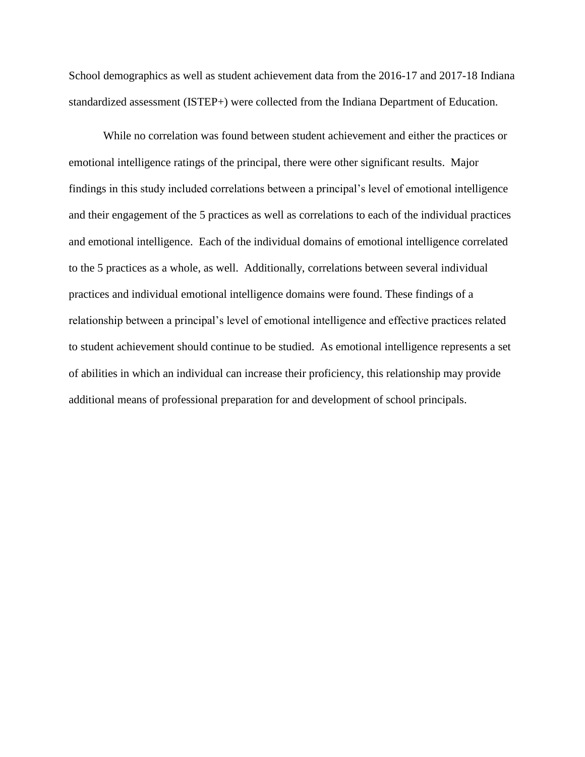School demographics as well as student achievement data from the 2016-17 and 2017-18 Indiana standardized assessment (ISTEP+) were collected from the Indiana Department of Education.

While no correlation was found between student achievement and either the practices or emotional intelligence ratings of the principal, there were other significant results. Major findings in this study included correlations between a principal's level of emotional intelligence and their engagement of the 5 practices as well as correlations to each of the individual practices and emotional intelligence. Each of the individual domains of emotional intelligence correlated to the 5 practices as a whole, as well. Additionally, correlations between several individual practices and individual emotional intelligence domains were found. These findings of a relationship between a principal's level of emotional intelligence and effective practices related to student achievement should continue to be studied. As emotional intelligence represents a set of abilities in which an individual can increase their proficiency, this relationship may provide additional means of professional preparation for and development of school principals.